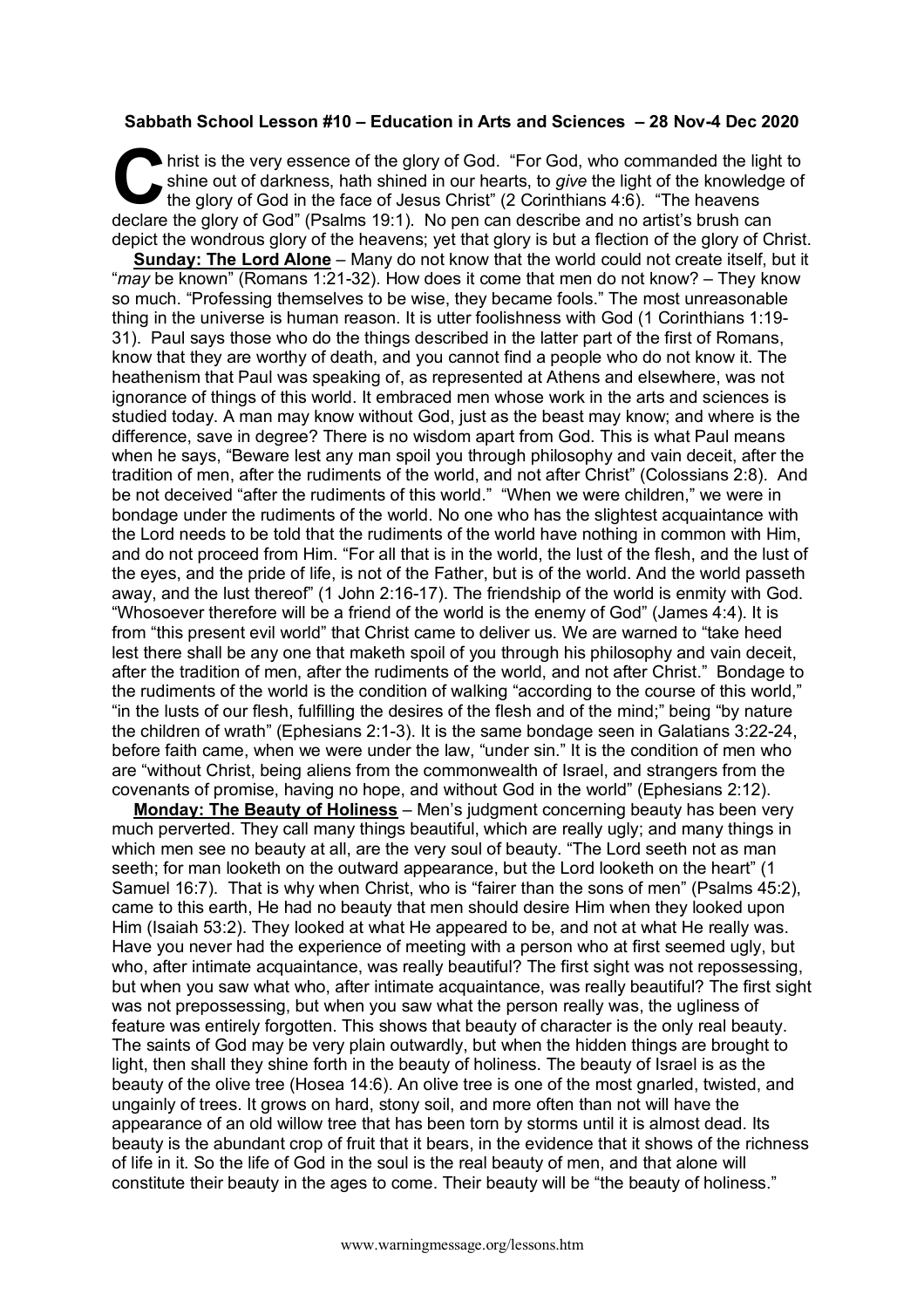**Sabbath School Lesson #10 – Education in Arts and Sciences – 28 Nov-4 Dec 2020**

Christ is the very essence of the glory of God. "For God, who commanded the light to shine out of darkness, hath shined in our hearts, to *give* the light of the knowledge of the glory of God in the face of Jesus Christ" (2 Corinthians 4:6). "The heavens declare the glory of God" (Psalms 19:1). No pen can describe and no artist's brush can depict the wondrous glory of the heavens; yet that glory is but a flection of the glory of Christ.

**Sunday: The Lord Alone** – Many do not know that the world could not create itself, but it "*may* be known" (Romans 1:21-32). How does it come that men do not know? – They know so much. "Professing themselves to be wise, they became fools." The most unreasonable thing in the universe is human reason. It is utter foolishness with God (1 Corinthians 1:19-31). Paul says those who do the things described in the latter part of the first of Romans, know that they are worthy of death, and you cannot find a people who do not know it. The heathenism that Paul was speaking of, as represented at Athens and elsewhere, was not ignorance of things of this world. It embraced men whose work in the arts and sciences is studied today. A man may know without God, just as the beast may know; and where is the difference, save in degree? There is no wisdom apart from God. This is what Paul means when he says, "Beware lest any man spoil you through philosophy and vain deceit, after the tradition of men, after the rudiments of the world, and not after Christ" (Colossians 2:8). And be not deceived "after the rudiments of this world." "When we were children," we were in bondage under the rudiments of the world. No one who has the slightest acquaintance with the Lord needs to be told that the rudiments of the world have nothing in common with Him, and do not proceed from Him. "For all that is in the world, the lust of the flesh, and the lust of the eyes, and the pride of life, is not of the Father, but is of the world. And the world passeth away, and the lust thereof" (1 John 2:16-17). The friendship of the world is enmity with God. "Whosoever therefore will be a friend of the world is the enemy of God" (James 4:4). It is from "this present evil world" that Christ came to deliver us. We are warned to "take heed lest there shall be any one that maketh spoil of you through his philosophy and vain deceit, after the tradition of men, after the rudiments of the world, and not after Christ." Bondage to the rudiments of the world is the condition of walking "according to the course of this world," "in the lusts of our flesh, fulfilling the desires of the flesh and of the mind;" being "by nature the children of wrath" (Ephesians 2:1-3). It is the same bondage seen in Galatians 3:22-24, before faith came, when we were under the law, "under sin." It is the condition of men who are "without Christ, being aliens from the commonwealth of Israel, and strangers from the covenants of promise, having no hope, and without God in the world" (Ephesians 2:12).

**Monday: The Beauty of Holiness** – Men's judgment concerning beauty has been very much perverted. They call many things beautiful, which are really ugly; and many things in which men see no beauty at all, are the very soul of beauty. "The Lord seeth not as man seeth; for man looketh on the outward appearance, but the Lord looketh on the heart" (1 Samuel 16:7). That is why when Christ, who is "fairer than the sons of men" (Psalms 45:2), came to this earth, He had no beauty that men should desire Him when they looked upon Him (Isaiah 53:2). They looked at what He appeared to be, and not at what He really was. Have you never had the experience of meeting with a person who at first seemed ugly, but who, after intimate acquaintance, was really beautiful? The first sight was not repossessing, but when you saw what who, after intimate acquaintance, was really beautiful? The first sight was not prepossessing, but when you saw what the person really was, the ugliness of feature was entirely forgotten. This shows that beauty of character is the only real beauty. The saints of God may be very plain outwardly, but when the hidden things are brought to light, then shall they shine forth in the beauty of holiness. The beauty of Israel is as the beauty of the olive tree (Hosea 14:6). An olive tree is one of the most gnarled, twisted, and ungainly of trees. It grows on hard, stony soil, and more often than not will have the appearance of an old willow tree that has been torn by storms until it is almost dead. Its beauty is the abundant crop of fruit that it bears, in the evidence that it shows of the richness of life in it. So the life of God in the soul is the real beauty of men, and that alone will constitute their beauty in the ages to come. Their beauty will be "the beauty of holiness."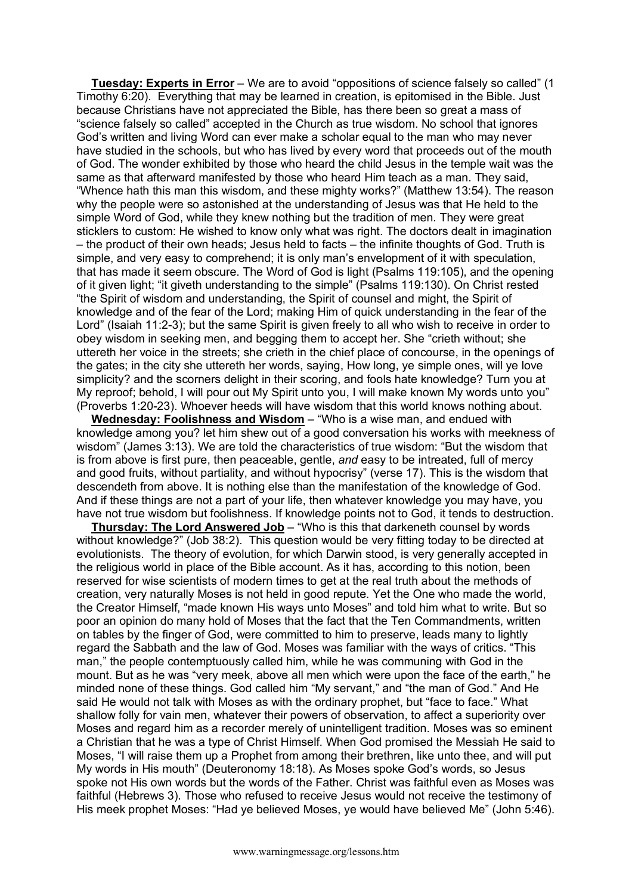**Tuesday: Experts in Error** – We are to avoid "oppositions of science falsely so called" (1 Timothy 6:20). Everything that may be learned in creation, is epitomised in the Bible. Just because Christians have not appreciated the Bible, has there been so great a mass of "science falsely so called" accepted in the Church as true wisdom. No school that ignores God's written and living Word can ever make a scholar equal to the man who may never have studied in the schools, but who has lived by every word that proceeds out of the mouth of God. The wonder exhibited by those who heard the child Jesus in the temple wait was the same as that afterward manifested by those who heard Him teach as a man. They said, "Whence hath this man this wisdom, and these mighty works?" (Matthew 13:54). The reason why the people were so astonished at the understanding of Jesus was that He held to the simple Word of God, while they knew nothing but the tradition of men. They were great sticklers to custom: He wished to know only what was right. The doctors dealt in imagination – the product of their own heads; Jesus held to facts – the infinite thoughts of God. Truth is simple, and very easy to comprehend; it is only man's envelopment of it with speculation, that has made it seem obscure. The Word of God is light (Psalms 119:105), and the opening of it given light; "it giveth understanding to the simple" (Psalms 119:130). On Christ rested "the Spirit of wisdom and understanding, the Spirit of counsel and might, the Spirit of knowledge and of the fear of the Lord; making Him of quick understanding in the fear of the Lord" (Isaiah 11:2-3); but the same Spirit is given freely to all who wish to receive in order to obey wisdom in seeking men, and begging them to accept her. She "crieth without; she uttereth her voice in the streets; she crieth in the chief place of concourse, in the openings of the gates; in the city she uttereth her words, saying, How long, ye simple ones, will ye love simplicity? and the scorners delight in their scoring, and fools hate knowledge? Turn you at My reproof; behold, I will pour out My Spirit unto you, I will make known My words unto you" (Proverbs 1:20-23). Whoever heeds will have wisdom that this world knows nothing about.

**Wednesday: Foolishness and Wisdom** – "Who is a wise man, and endued with knowledge among you? let him shew out of a good conversation his works with meekness of wisdom" (James 3:13). We are told the characteristics of true wisdom: "But the wisdom that is from above is first pure, then peaceable, gentle, *and* easy to be intreated, full of mercy and good fruits, without partiality, and without hypocrisy" (verse 17). This is the wisdom that descendeth from above. It is nothing else than the manifestation of the knowledge of God. And if these things are not a part of your life, then whatever knowledge you may have, you have not true wisdom but foolishness. If knowledge points not to God, it tends to destruction.

**Thursday: The Lord Answered Job** – "Who is this that darkeneth counsel by words without knowledge?" (Job 38:2). This question would be very fitting today to be directed at evolutionists. The theory of evolution, for which Darwin stood, is very generally accepted in the religious world in place of the Bible account. As it has, according to this notion, been reserved for wise scientists of modern times to get at the real truth about the methods of creation, very naturally Moses is not held in good repute. Yet the One who made the world, the Creator Himself, "made known His ways unto Moses" and told him what to write. But so poor an opinion do many hold of Moses that the fact that the Ten Commandments, written on tables by the finger of God, were committed to him to preserve, leads many to lightly regard the Sabbath and the law of God. Moses was familiar with the ways of critics. "This man," the people contemptuously called him, while he was communing with God in the mount. But as he was "very meek, above all men which were upon the face of the earth," he minded none of these things. God called him "My servant," and "the man of God." And He said He would not talk with Moses as with the ordinary prophet, but "face to face." What shallow folly for vain men, whatever their powers of observation, to affect a superiority over Moses and regard him as a recorder merely of unintelligent tradition. Moses was so eminent a Christian that he was a type of Christ Himself. When God promised the Messiah He said to Moses, "I will raise them up a Prophet from among their brethren, like unto thee, and will put My words in His mouth" (Deuteronomy 18:18). As Moses spoke God's words, so Jesus spoke not His own words but the words of the Father. Christ was faithful even as Moses was faithful (Hebrews 3). Those who refused to receive Jesus would not receive the testimony of His meek prophet Moses: "Had ye believed Moses, ye would have believed Me" (John 5:46).